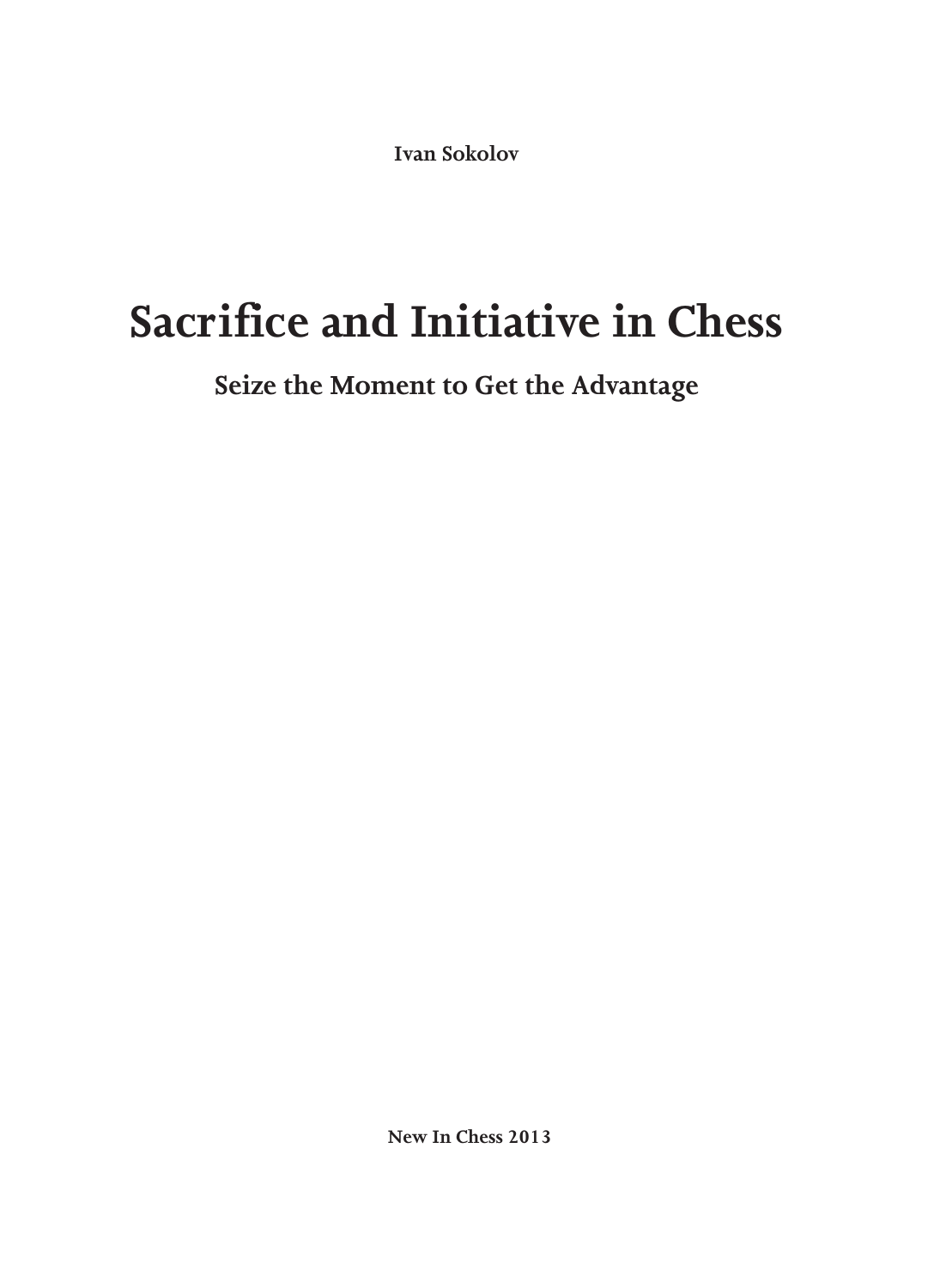**Ivan Sokolov**

# Sacrifice and Initiative in Chess

## Seize the Moment to Get the Advantage

**New In Chess 2013**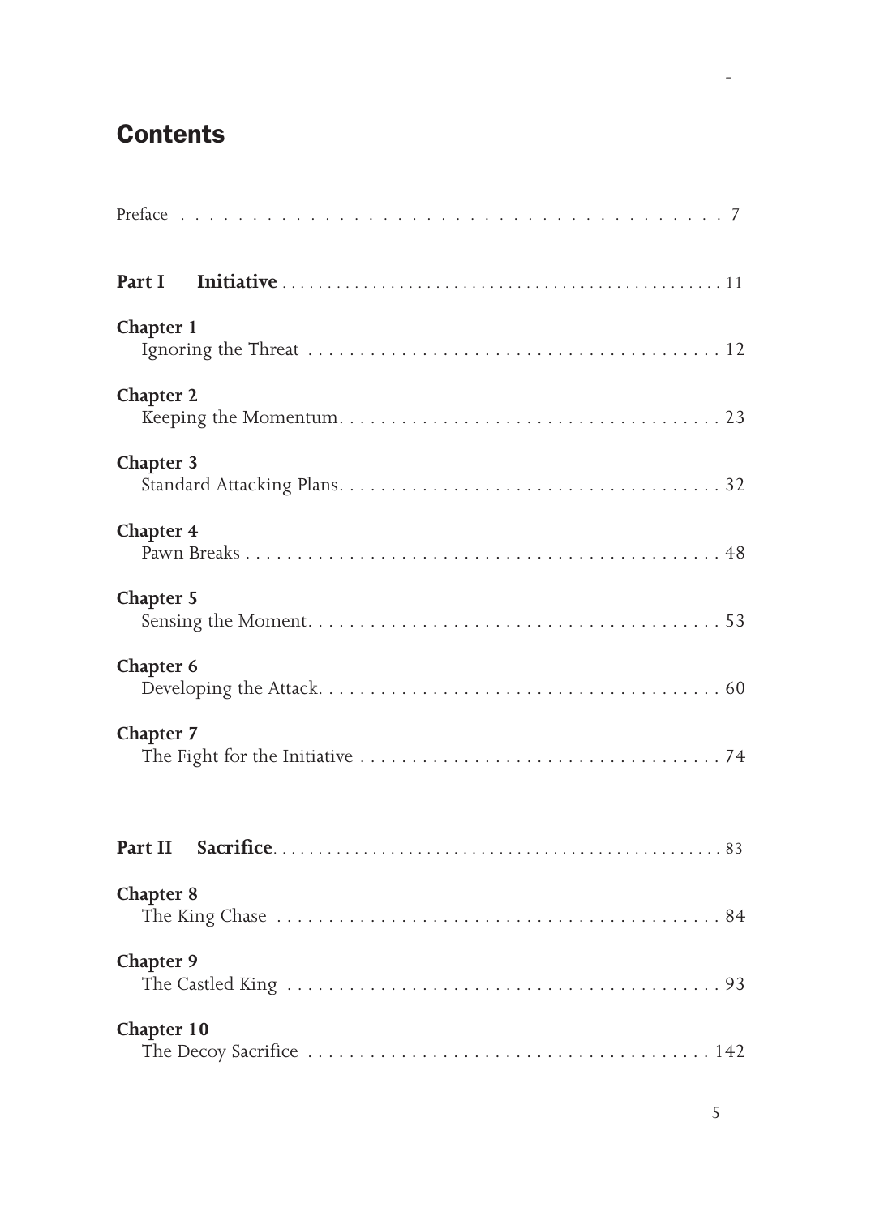# Contents

Preface . . . . . . . . . . . . . . . . . . . . . . . . . . . . . . . . . . . . . 7

**Part I Initiative** . . . . . . . . . . . . . . . . . . . . . . . . . . . . . . . . . . . . . . . . . . . . . . . 11

**Chapter 1**
Ignoring the Threat . . . . . . . . . . . . . . . . . . . . . . . . . . . . . . . . . . . . . . . . 12

**Chapter 2**
Keeping the Momentum. . . . . . . . . . . . . . . . . . . . . . . . . . . . . . . . . . . . . 23

**Chapter 3**
Standard Attacking Plans. . . . . . . . . . . . . . . . . . . . . . . . . . . . . . . . . . . . . 32

**Chapter 4**
Pawn Breaks . . . . . . . . . . . . . . . . . . . . . . . . . . . . . . . . . . . . . . . . . . . . . 48

**Chapter 5**
Sensing the Moment. . . . . . . . . . . . . . . . . . . . . . . . . . . . . . . . . . . . . . . . 53

**Chapter 6**
Developing the Attack. . . . . . . . . . . . . . . . . . . . . . . . . . . . . . . . . . . . . . . 60

**Chapter 7**
The Fight for the Initiative . . . . . . . . . . . . . . . . . . . . . . . . . . . . . . . . . . . 74

**Part II Sacrifice**. . . . . . . . . . . . . . . . . . . . . . . . . . . . . . . . . . . . . . . . . . . . . . . 83

**Chapter 8**
The King Chase . . . . . . . . . . . . . . . . . . . . . . . . . . . . . . . . . . . . . . . . . . . 84

**Chapter 9**
The Castled King . . . . . . . . . . . . . . . . . . . . . . . . . . . . . . . . . . . . . . . . . . 93

**Chapter 10**
The Decoy Sacrifice . . . . . . . . . . . . . . . . . . . . . . . . . . . . . . . . . . . . . . . 142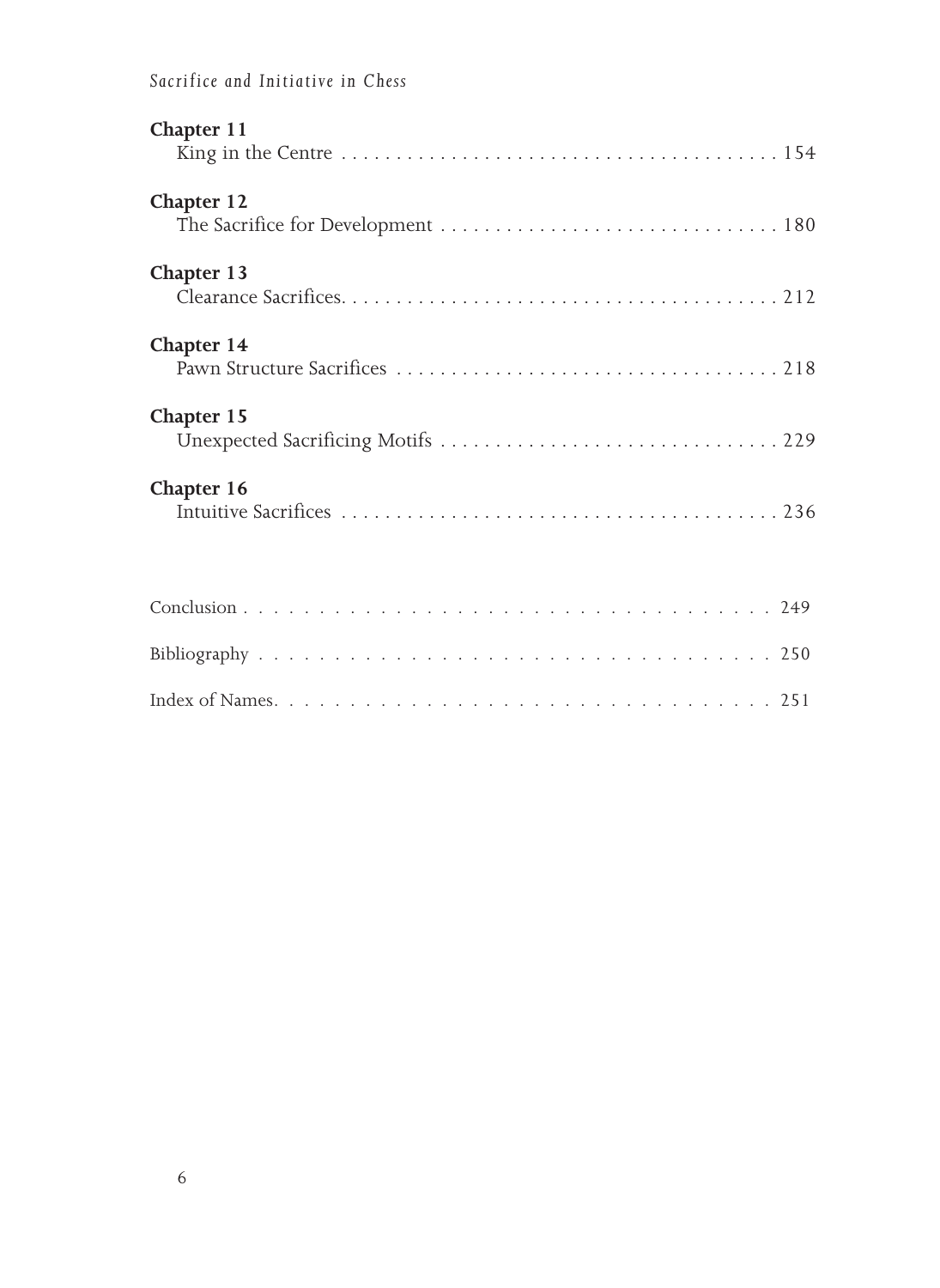**Chapter 11**
King in the Centre . . . . . . . . . . . . . . . . . . . . . . . . . . . . . . . . . . . . . . . 154

**Chapter 12**
The Sacrifice for Development . . . . . . . . . . . . . . . . . . . . . . . . . . . . . . 180

**Chapter 13**
Clearance Sacrifices. . . . . . . . . . . . . . . . . . . . . . . . . . . . . . . . . . . . . . . 212

**Chapter 14**
Pawn Structure Sacrifices . . . . . . . . . . . . . . . . . . . . . . . . . . . . . . . . . . 218

**Chapter 15**
Unexpected Sacrificing Motifs . . . . . . . . . . . . . . . . . . . . . . . . . . . . . . 229

**Chapter 16**
Intuitive Sacrifices . . . . . . . . . . . . . . . . . . . . . . . . . . . . . . . . . . . . . . . 236

Conclusion . . . . . . . . . . . . . . . . . . . . . . . . . . . . . . . . . . . 249

Bibliography . . . . . . . . . . . . . . . . . . . . . . . . . . . . . . . . . . 250

Index of Names. . . . . . . . . . . . . . . . . . . . . . . . . . . . . . . . . 251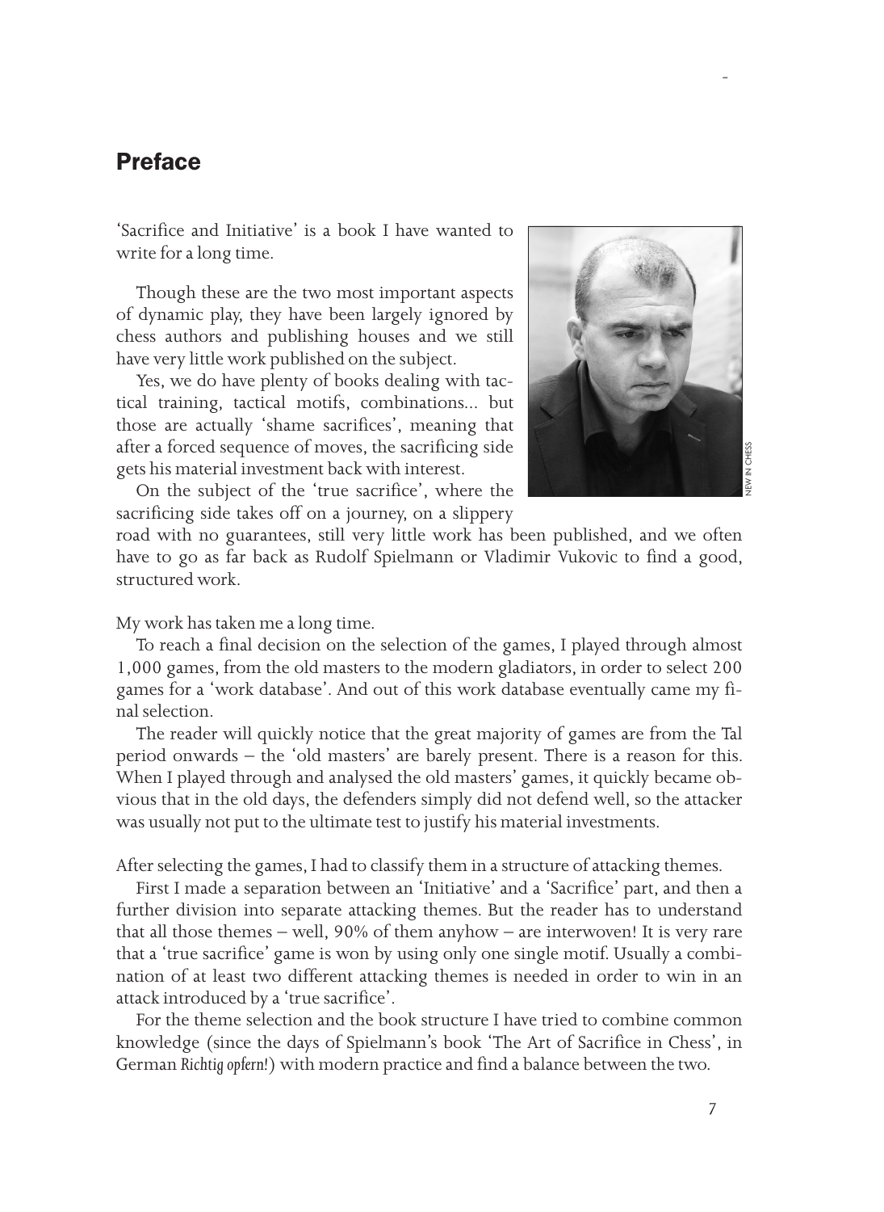## Preface

'Sacrifice and Initiative' is a book I have wanted to write for a long time.

Though these are the two most important aspects of dynamic play, they have been largely ignored by chess authors and publishing houses and we still have very little work published on the subject.

Yes, we do have plenty of books dealing with tactical training, tactical motifs, combinations... but those are actually 'shame sacrifices', meaning that after a forced sequence of moves, the sacrificing side gets his material investment back with interest.

On the subject of the 'true sacrifice', where the sacrificing side takes off on a journey, on a slippery road with no guarantees, still very little work has been published, and we often have to go as far back as Rudolf Spielmann or Vladimir Vukovic to find a good, structured work.

My work has taken me a long time.

To reach a final decision on the selection of the games, I played through almost 1,000 games, from the old masters to the modern gladiators, in order to select 200 games for a 'work database'. And out of this work database eventually came my final selection.

The reader will quickly notice that the great majority of games are from the Tal period onwards – the 'old masters' are barely present. There is a reason for this. When I played through and analysed the old masters' games, it quickly became obvious that in the old days, the defenders simply did not defend well, so the attacker was usually not put to the ultimate test to justify his material investments.

After selecting the games, I had to classify them in a structure of attacking themes.

First I made a separation between an 'Initiative' and a 'Sacrifice' part, and then a further division into separate attacking themes. But the reader has to understand that all those themes – well, 90% of them anyhow – are interwoven! It is very rare that a 'true sacrifice' game is won by using only one single motif. Usually a combination of at least two different attacking themes is needed in order to win in an attack introduced by a 'true sacrifice'.

For the theme selection and the book structure I have tried to combine common knowledge (since the days of Spielmann's book 'The Art of Sacrifice in Chess', in German *Richtig opfern!*) with modern practice and find a balance between the two.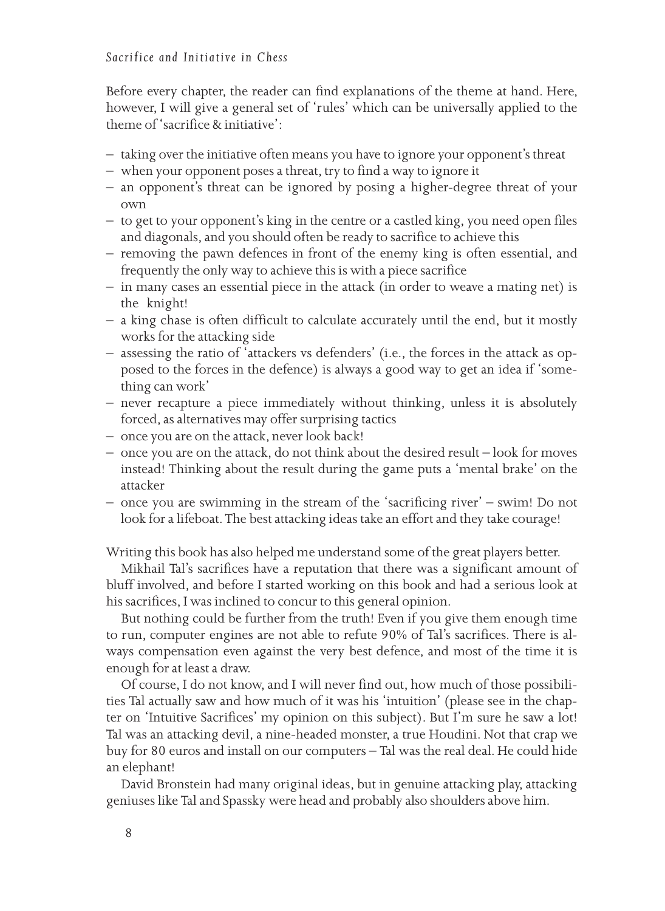Before every chapter, the reader can find explanations of the theme at hand. Here, however, I will give a general set of 'rules' which can be universally applied to the theme of 'sacrifice & initiative':

- taking over the initiative often means you have to ignore your opponent's threat
- when your opponent poses a threat, try to find a way to ignore it
- an opponent's threat can be ignored by posing a higher-degree threat of your own
- to get to your opponent's king in the centre or a castled king, you need open files and diagonals, and you should often be ready to sacrifice to achieve this
- removing the pawn defences in front of the enemy king is often essential, and frequently the only way to achieve this is with a piece sacrifice
- in many cases an essential piece in the attack (in order to weave a mating net) is the knight!
- a king chase is often difficult to calculate accurately until the end, but it mostly works for the attacking side
- assessing the ratio of 'attackers vs defenders' (i.e., the forces in the attack as opposed to the forces in the defence) is always a good way to get an idea if 'something can work'
- never recapture a piece immediately without thinking, unless it is absolutely forced, as alternatives may offer surprising tactics
- once you are on the attack, never look back!
- once you are on the attack, do not think about the desired result – look for moves instead! Thinking about the result during the game puts a 'mental brake' on the attacker
- once you are swimming in the stream of the 'sacrificing river' – swim! Do not look for a lifeboat. The best attacking ideas take an effort and they take courage!

Writing this book has also helped me understand some of the great players better.

Mikhail Tal's sacrifices have a reputation that there was a significant amount of bluff involved, and before I started working on this book and had a serious look at his sacrifices, I was inclined to concur to this general opinion.

But nothing could be further from the truth! Even if you give them enough time to run, computer engines are not able to refute 90% of Tal's sacrifices. There is always compensation even against the very best defence, and most of the time it is enough for at least a draw.

Of course, I do not know, and I will never find out, how much of those possibilities Tal actually saw and how much of it was his 'intuition' (please see in the chapter on 'Intuitive Sacrifices' my opinion on this subject). But I'm sure he saw a lot! Tal was an attacking devil, a nine-headed monster, a true Houdini. Not that crap we buy for 80 euros and install on our computers – Tal was the real deal. He could hide an elephant!

David Bronstein had many original ideas, but in genuine attacking play, attacking geniuses like Tal and Spassky were head and probably also shoulders above him.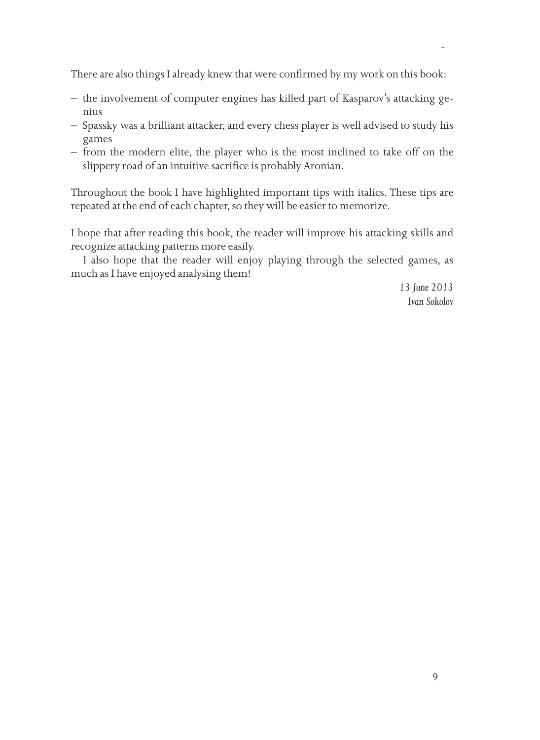There are also things I already knew that were confirmed by my work on this book:

– the involvement of computer engines has killed part of Kasparov's attacking genius
– Spassky was a brilliant attacker, and every chess player is well advised to study his games
– from the modern elite, the player who is the most inclined to take off on the slippery road of an intuitive sacrifice is probably Aronian.

Throughout the book I have highlighted important tips with italics. These tips are repeated at the end of each chapter, so they will be easier to memorize.

I hope that after reading this book, the reader will improve his attacking skills and recognize attacking patterns more easily.

I also hope that the reader will enjoy playing through the selected games, as much as I have enjoyed analysing them!

*13 June 2013*
*Ivan Sokolov*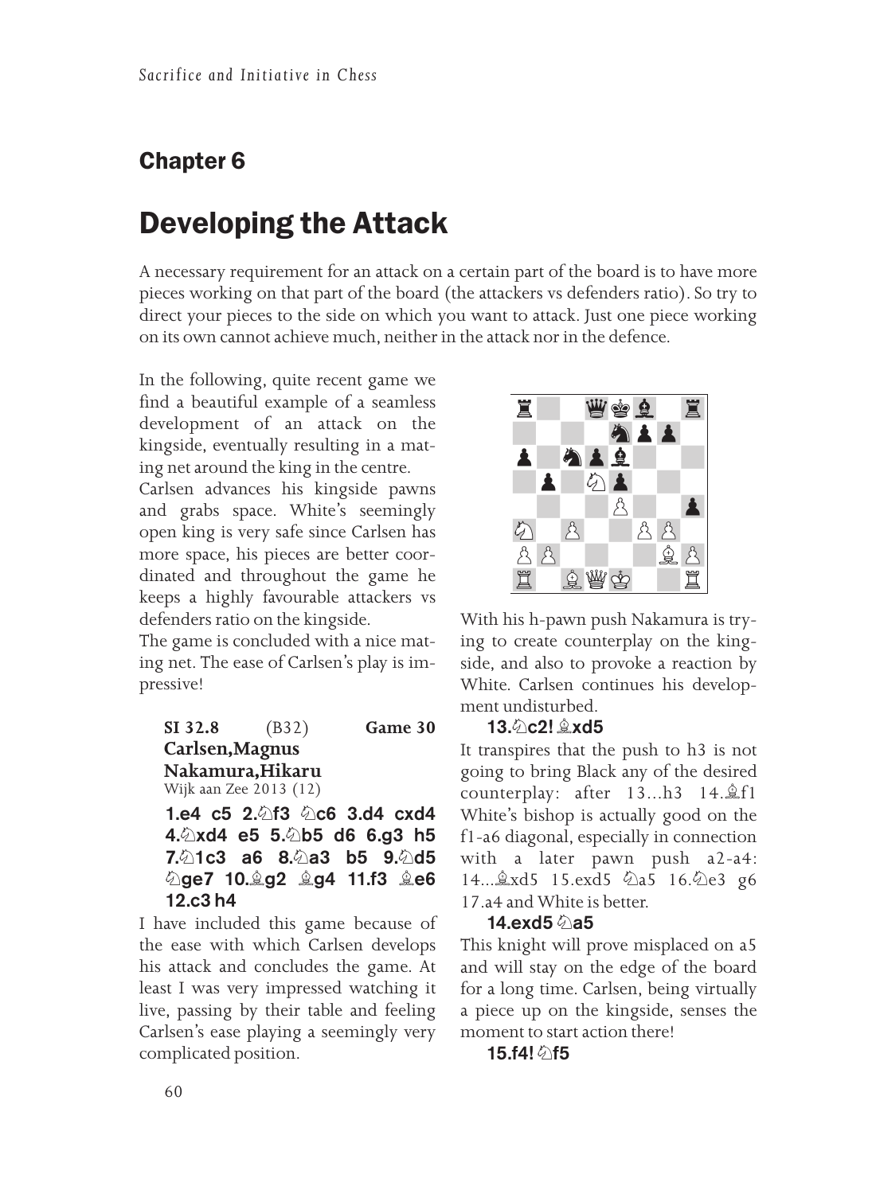## Chapter 6

# Developing the Attack

A necessary requirement for an attack on a certain part of the board is to have more pieces working on that part of the board (the attackers vs defenders ratio). So try to direct your pieces to the side on which you want to attack. Just one piece working on its own cannot achieve much, neither in the attack nor in the defence.

In the following, quite recent game we find a beautiful example of a seamless development of an attack on the kingside, eventually resulting in a mating net around the king in the centre.

Carlsen advances his kingside pawns and grabs space. White's seemingly open king is very safe since Carlsen has more space, his pieces are better coordinated and throughout the game he keeps a highly favourable attackers vs defenders ratio on the kingside.

The game is concluded with a nice mating net. The ease of Carlsen's play is impressive!

**SI 32.8** (B32) **Game 30**
**Carlsen,Magnus**
**Nakamura,Hikaru**
Wijk aan Zee 2013 (12)

**1.e4 c5 2.♘f3 ♘c6 3.d4 cxd4 4.♘xd4 e5 5.♘b5 d6 6.g3 h5 7.♘1c3 a6 8.♘a3 b5 9.♘d5 ♘ge7 10.♗g2 ♗g4 11.f3 ♗e6 12.c3 h4**

I have included this game because of the ease with which Carlsen develops his attack and concludes the game. At least I was very impressed watching it live, passing by their table and feeling Carlsen's ease playing a seemingly very complicated position.

With his h-pawn push Nakamura is trying to create counterplay on the kingside, and also to provoke a reaction by White. Carlsen continues his development undisturbed.

**13.♘c2! ♗xd5**

It transpires that the push to h3 is not going to bring Black any of the desired counterplay: after 13...h3 14.♗f1 White's bishop is actually good on the f1-a6 diagonal, especially in connection with a later pawn push a2-a4: 14...♗xd5 15.exd5 ♘a5 16.♘e3 g6 17.a4 and White is better.

**14.exd5 ♘a5**

This knight will prove misplaced on a5 and will stay on the edge of the board for a long time. Carlsen, being virtually a piece up on the kingside, senses the moment to start action there!

**15.f4! ♘f5**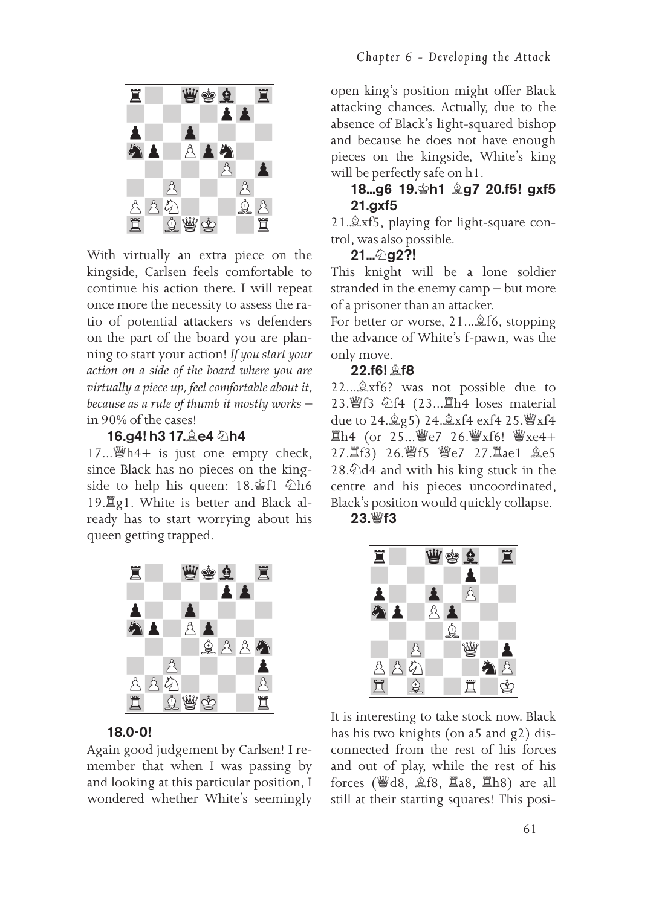With virtually an extra piece on the kingside, Carlsen feels comfortable to continue his action there. I will repeat once more the necessity to assess the ratio of potential attackers vs defenders on the part of the board you are planning to start your action! *If you start your action on a side of the board where you are virtually a piece up, feel comfortable about it, because as a rule of thumb it mostly works* – in 90% of the cases!

**16.g4! h3 17.♗e4 ♘h4**

17...♕h4+ is just one empty check, since Black has no pieces on the kingside to help his queen: 18.♔f1 ♘h6 19.♖g1. White is better and Black already has to start worrying about his queen getting trapped.

**18.0-0!**

Again good judgement by Carlsen! I remember that when I was passing by and looking at this particular position, I wondered whether White's seemingly open king's position might offer Black attacking chances. Actually, due to the absence of Black's light-squared bishop and because he does not have enough pieces on the kingside, White's king will be perfectly safe on h1.

**18...g6 19.♔h1 ♗g7 20.f5! gxf5 21.gxf5**

21.♗xf5, playing for light-square control, was also possible.

**21...♘g2?!**

This knight will be a lone soldier stranded in the enemy camp – but more of a prisoner than an attacker.

For better or worse, 21...♗f6, stopping the advance of White's f-pawn, was the only move.

**22.f6! ♗f8**

22...♗xf6? was not possible due to 23.♕f3 ♘f4 (23...♖h4 loses material due to 24.♗g5) 24.♗xf4 exf4 25.♕xf4 ♖h4 (or 25...♕e7 26.♕xf6! ♕xe4+ 27.♖f3) 26.♕f5 ♕e7 27.♖ae1 ♗e5 28.♘d4 and with his king stuck in the centre and his pieces uncoordinated, Black's position would quickly collapse.

**23.♕f3**

It is interesting to take stock now. Black has his two knights (on a5 and g2) disconnected from the rest of his forces and out of play, while the rest of his forces (♕d8, ♗f8, ♖a8, ♖h8) are all still at their starting squares! This posi-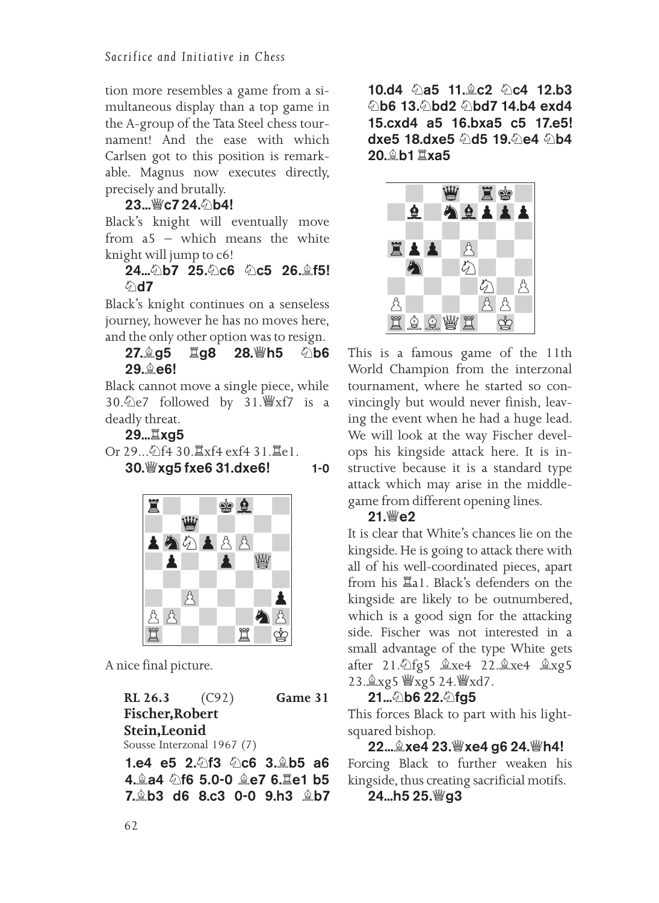tion more resembles a game from a simultaneous display than a top game in the A-group of the Tata Steel chess tournament! And the ease with which Carlsen got to this position is remarkable. Magnus now executes directly, precisely and brutally.

**23...♕c7 24.♘b4!**

Black's knight will eventually move from a5 – which means the white knight will jump to c6!

**24...♘b7 25.♘c6 ♘c5 26.♗f5! ♘d7**

Black's knight continues on a senseless journey, however he has no moves here, and the only other option was to resign.

**27.♗g5 ♖g8 28.♕h5 ♘b6 29.♗e6!**

Black cannot move a single piece, while 30.♘e7 followed by 31.♕xf7 is a deadly threat.

**29...♖xg5**

Or 29...♘f4 30.♖xf4 exf4 31.♖e1.

**30.♕xg5 fxe6 31.dxe6!** **1-0**

A nice final picture.

**RL 26.3** (C92) **Game 31**
**Fischer,Robert**
**Stein,Leonid**
Sousse Interzonal 1967 (7)

**1.e4 e5 2.♘f3 ♘c6 3.♗b5 a6 4.♗a4 ♘f6 5.0-0 ♗e7 6.♖e1 b5 7.♗b3 d6 8.c3 0-0 9.h3 ♗b7 10.d4 ♘a5 11.♗c2 ♘c4 12.b3 ♘b6 13.♘bd2 ♘bd7 14.b4 exd4 15.cxd4 a5 16.bxa5 c5 17.e5! dxe5 18.dxe5 ♘d5 19.♘e4 ♘b4 20.♗b1 ♖xa5**

This is a famous game of the 11th World Champion from the interzonal tournament, where he started so convincingly but would never finish, leaving the event when he had a huge lead. We will look at the way Fischer develops his kingside attack here. It is instructive because it is a standard type attack which may arise in the middlegame from different opening lines.

**21.♕e2**

It is clear that White's chances lie on the kingside. He is going to attack there with all of his well-coordinated pieces, apart from his ♖a1. Black's defenders on the kingside are likely to be outnumbered, which is a good sign for the attacking side. Fischer was not interested in a small advantage of the type White gets after 21.♘fg5 ♗xe4 22.♗xe4 ♗xg5 23.♗xg5 ♕xg5 24.♕xd7.

**21...♘b6 22.♘fg5**

This forces Black to part with his light-squared bishop.

**22...♗xe4 23.♕xe4 g6 24.♕h4!**

Forcing Black to further weaken his kingside, thus creating sacrificial motifs.

**24...h5 25.♕g3**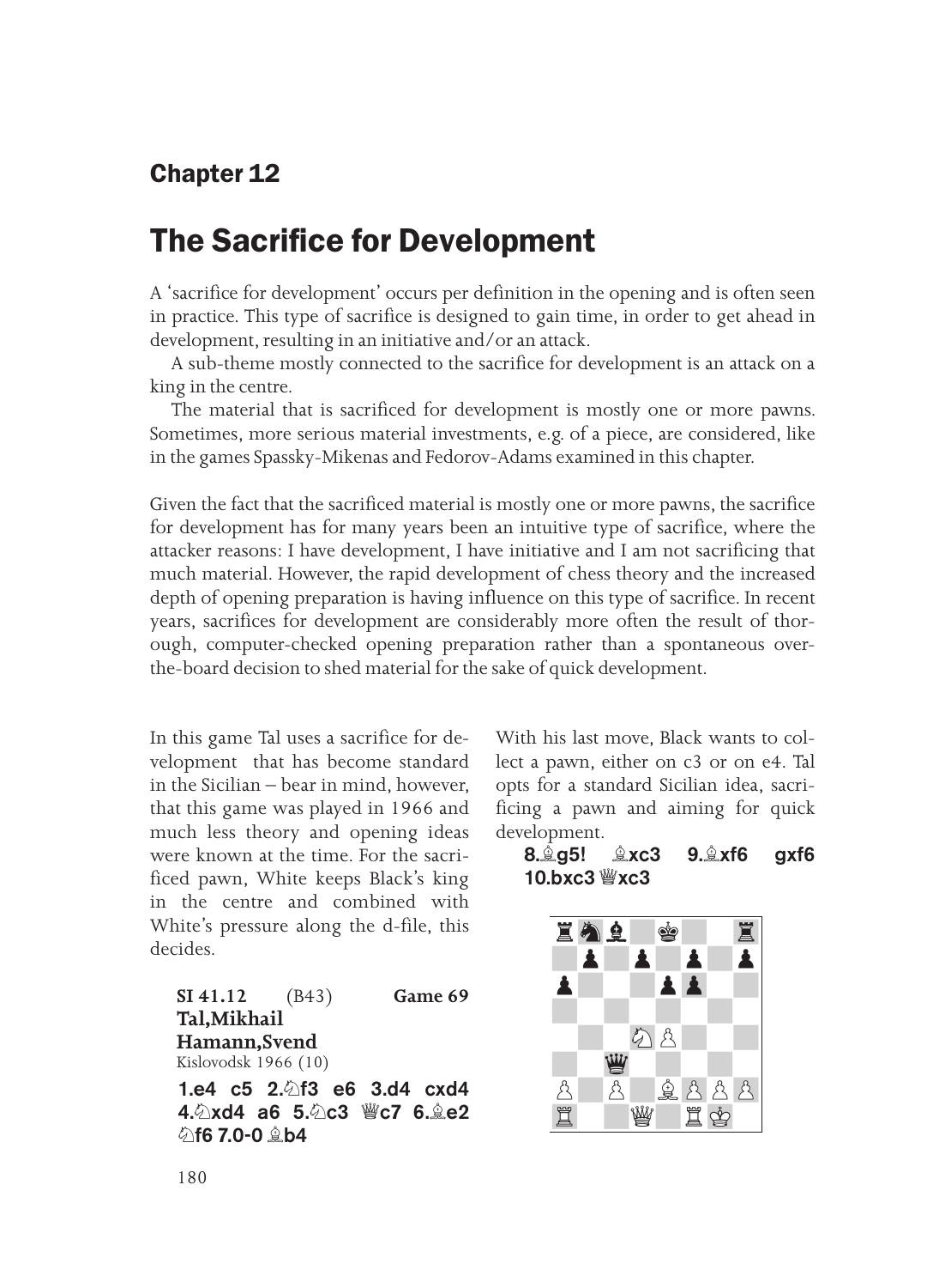# Chapter 12

## The Sacrifice for Development

A 'sacrifice for development' occurs per definition in the opening and is often seen in practice. This type of sacrifice is designed to gain time, in order to get ahead in development, resulting in an initiative and/or an attack.

A sub-theme mostly connected to the sacrifice for development is an attack on a king in the centre.

The material that is sacrificed for development is mostly one or more pawns. Sometimes, more serious material investments, e.g. of a piece, are considered, like in the games Spassky-Mikenas and Fedorov-Adams examined in this chapter.

Given the fact that the sacrificed material is mostly one or more pawns, the sacrifice for development has for many years been an intuitive type of sacrifice, where the attacker reasons: I have development, I have initiative and I am not sacrificing that much material. However, the rapid development of chess theory and the increased depth of opening preparation is having influence on this type of sacrifice. In recent years, sacrifices for development are considerably more often the result of thorough, computer-checked opening preparation rather than a spontaneous over-the-board decision to shed material for the sake of quick development.

In this game Tal uses a sacrifice for development that has become standard in the Sicilian – bear in mind, however, that this game was played in 1966 and much less theory and opening ideas were known at the time. For the sacrificed pawn, White keeps Black's king in the centre and combined with White's pressure along the d-file, this decides.

**SI 41.12** (B43) **Game 69**
**Tal,Mikhail**
**Hamann,Svend**
Kislovodsk 1966 (10)

**1.e4 c5 2.♘f3 e6 3.d4 cxd4 4.♘xd4 a6 5.♘c3 ♕c7 6.♗e2 ♘f6 7.0-0 ♗b4**

With his last move, Black wants to collect a pawn, either on c3 or on e4. Tal opts for a standard Sicilian idea, sacrificing a pawn and aiming for quick development.

**8.♗g5! ♗xc3 9.♗xf6 gxf6 10.bxc3 ♕xc3**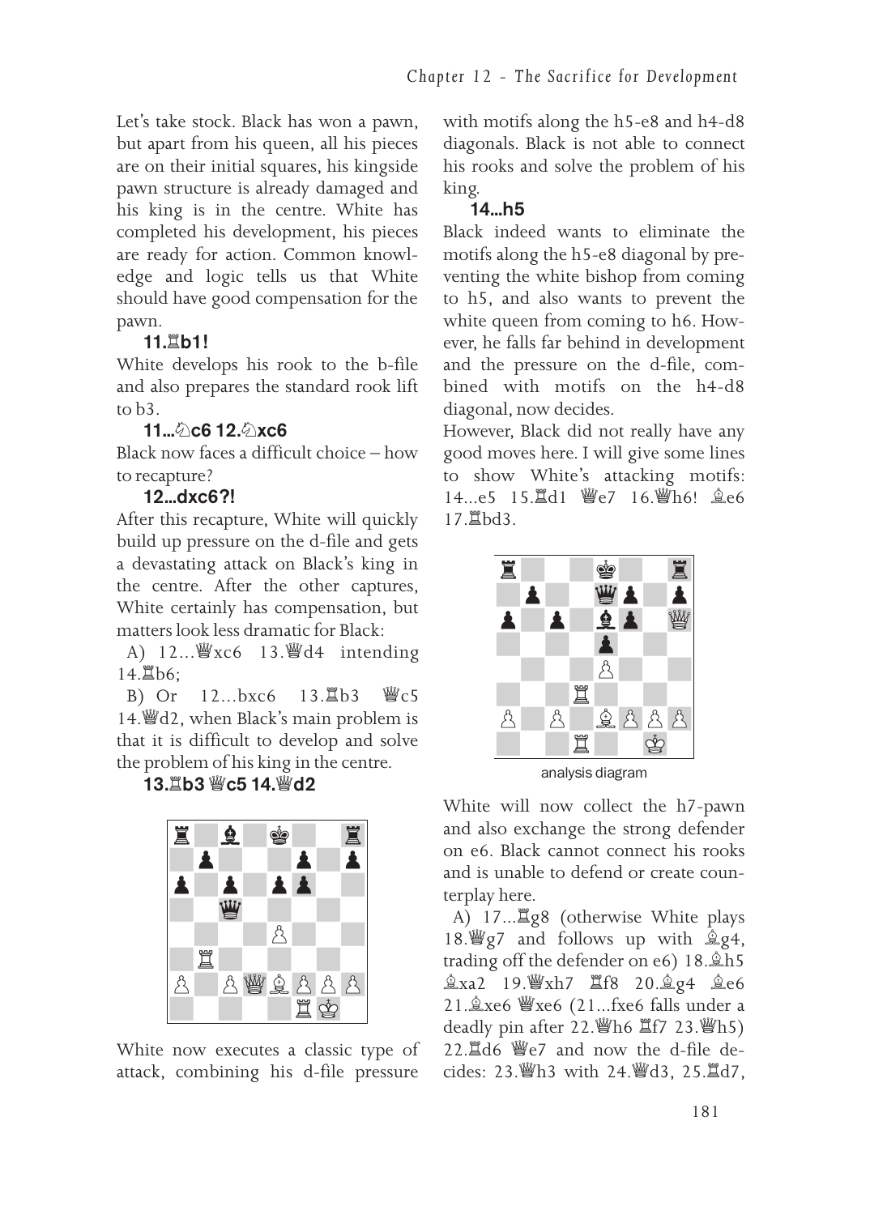Let's take stock. Black has won a pawn, but apart from his queen, all his pieces are on their initial squares, his kingside pawn structure is already damaged and his king is in the centre. White has completed his development, his pieces are ready for action. Common knowledge and logic tells us that White should have good compensation for the pawn.

**11.♖b1!**

White develops his rook to the b-file and also prepares the standard rook lift to b3.

**11...♘c6 12.♘xc6**

Black now faces a difficult choice – how to recapture?

**12...dxc6?!**

After this recapture, White will quickly build up pressure on the d-file and gets a devastating attack on Black's king in the centre. After the other captures, White certainly has compensation, but matters look less dramatic for Black:

A) 12...♕xc6 13.♕d4 intending 14.♖b6;

B) Or 12...bxc6 13.♖b3 ♕c5 14.♕d2, when Black's main problem is that it is difficult to develop and solve the problem of his king in the centre.

**13.♖b3 ♕c5 14.♕d2**

White now executes a classic type of attack, combining his d-file pressure with motifs along the h5-e8 and h4-d8 diagonals. Black is not able to connect his rooks and solve the problem of his king.

**14...h5**

Black indeed wants to eliminate the motifs along the h5-e8 diagonal by preventing the white bishop from coming to h5, and also wants to prevent the white queen from coming to h6. However, he falls far behind in development and the pressure on the d-file, combined with motifs on the h4-d8 diagonal, now decides.

However, Black did not really have any good moves here. I will give some lines to show White's attacking motifs: 14...e5 15.♖d1 ♕e7 16.♕h6! ♗e6 17.♖bd3.

analysis diagram

White will now collect the h7-pawn and also exchange the strong defender on e6. Black cannot connect his rooks and is unable to defend or create counterplay here.

A) 17...♖g8 (otherwise White plays 18.♕g7 and follows up with ♗g4, trading off the defender on e6) 18.♗h5 ♗xa2 19.♕xh7 ♖f8 20.♗g4 ♗e6 21.♗xe6 ♕xe6 (21...fxe6 falls under a deadly pin after 22.♕h6 ♖f7 23.♕h5) 22.♖d6 ♕e7 and now the d-file decides: 23.♕h3 with 24.♕d3, 25.♖d7,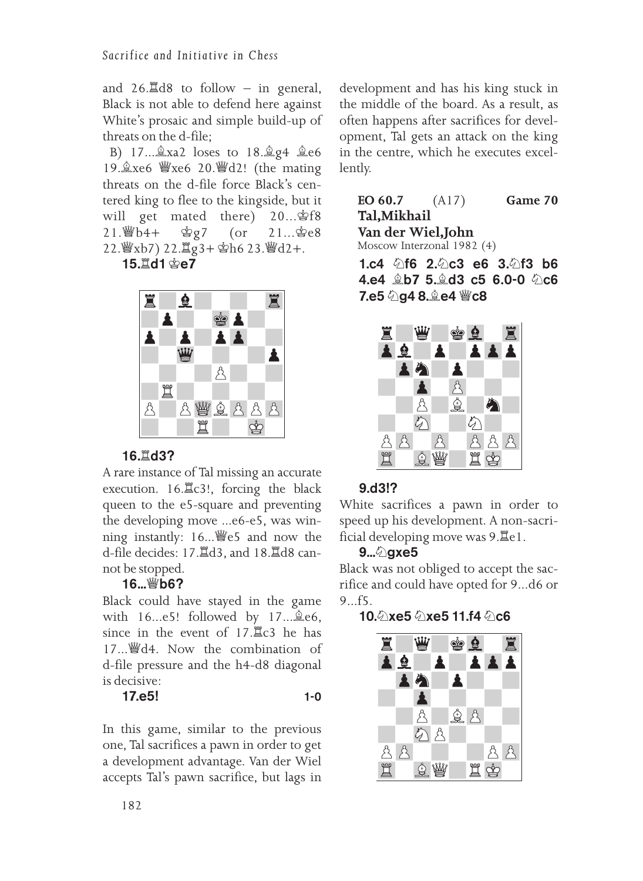and 26.♖d8 to follow – in general, Black is not able to defend here against White's prosaic and simple build-up of threats on the d-file;

B) 17...♗xa2 loses to 18.♗g4 ♗e6 19.♗xe6 ♕xe6 20.♕d2! (the mating threats on the d-file force Black's centered king to flee to the kingside, but it will get mated there) 20...♔f8 21.♕b4+ ♔g7 (or 21...♔e8 22.♕xb7) 22.♖g3+ ♔h6 23.♕d2+.

**15.♖d1 ♔e7**

**16.♖d3?**

A rare instance of Tal missing an accurate execution. 16.♖c3!, forcing the black queen to the e5-square and preventing the developing move ...e6-e5, was winning instantly: 16...♕e5 and now the d-file decides: 17.♖d3, and 18.♖d8 cannot be stopped.

**16...♕b6?**

Black could have stayed in the game with 16...e5! followed by 17...♗e6, since in the event of 17.♖c3 he has 17...♕d4. Now the combination of d-file pressure and the h4-d8 diagonal is decisive:

**17.e5!** **1-0**

In this game, similar to the previous one, Tal sacrifices a pawn in order to get a development advantage. Van der Wiel accepts Tal's pawn sacrifice, but lags in development and has his king stuck in the middle of the board. As a result, as often happens after sacrifices for development, Tal gets an attack on the king in the centre, which he executes excellently.

**EO 60.7** (A17) **Game 70**
**Tal,Mikhail**
**Van der Wiel,John**
Moscow Interzonal 1982 (4)

**1.c4 ♘f6 2.♘c3 e6 3.♘f3 b6 4.e4 ♗b7 5.♗d3 c5 6.0-0 ♘c6 7.e5 ♘g4 8.♗e4 ♕c8**

**9.d3!?**

White sacrifices a pawn in order to speed up his development. A non-sacrificial developing move was 9.♖e1.

**9...♘gxe5**

Black was not obliged to accept the sacrifice and could have opted for 9...d6 or 9...f5.

**10.♘xe5 ♘xe5 11.f4 ♘c6**